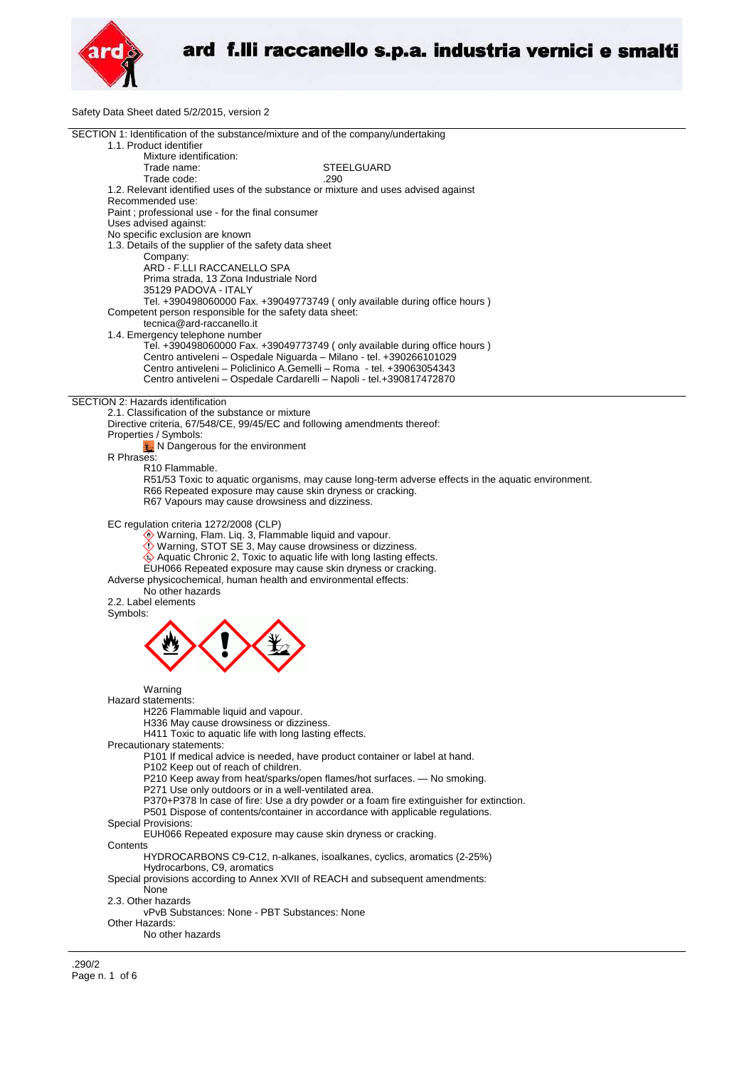# ard f.lli raccanello s.p.a. industria vernici e smalti

Safety Data Sheet dated 5/2/2015, version 2

## SECTION 1: Identification of the substance/mixture and of the company/undertaking

1.1. Product identifier

Mixture identification:

Trade name: STEELGUARD

Trade code: .290

1.2. Relevant identified uses of the substance or mixture and uses advised against

Recommended use:

Paint ; professional use - for the final consumer

Uses advised against:

No specific exclusion are known

1.3. Details of the supplier of the safety data sheet

Company:

ARD - F.LLI RACCANELLO SPA
Prima strada, 13 Zona Industriale Nord
35129 PADOVA - ITALY
Tel. +390498060000 Fax. +39049773749 ( only available during office hours )

Competent person responsible for the safety data sheet:

tecnica@ard-raccanello.it

1.4. Emergency telephone number

Tel. +390498060000 Fax. +39049773749 ( only available during office hours )
Centro antiveleni – Ospedale Niguarda – Milano - tel. +390266101029
Centro antiveleni – Policlinico A.Gemelli – Roma - tel. +39063054343
Centro antiveleni – Ospedale Cardarelli – Napoli - tel.+390817472870

## SECTION 2: Hazards identification

2.1. Classification of the substance or mixture

Directive criteria, 67/548/CE, 99/45/EC and following amendments thereof:

Properties / Symbols:

N Dangerous for the environment

R Phrases:

R10 Flammable.
R51/53 Toxic to aquatic organisms, may cause long-term adverse effects in the aquatic environment.
R66 Repeated exposure may cause skin dryness or cracking.
R67 Vapours may cause drowsiness and dizziness.

EC regulation criteria 1272/2008 (CLP)

Warning, Flam. Liq. 3, Flammable liquid and vapour.
Warning, STOT SE 3, May cause drowsiness or dizziness.
Aquatic Chronic 2, Toxic to aquatic life with long lasting effects.
EUH066 Repeated exposure may cause skin dryness or cracking.

Adverse physicochemical, human health and environmental effects:

No other hazards

2.2. Label elements

Symbols:

Warning

Hazard statements:

H226 Flammable liquid and vapour.
H336 May cause drowsiness or dizziness.
H411 Toxic to aquatic life with long lasting effects.

Precautionary statements:

P101 If medical advice is needed, have product container or label at hand.
P102 Keep out of reach of children.
P210 Keep away from heat/sparks/open flames/hot surfaces. — No smoking.
P271 Use only outdoors or in a well-ventilated area.
P370+P378 In case of fire: Use a dry powder or a foam fire extinguisher for extinction.
P501 Dispose of contents/container in accordance with applicable regulations.

Special Provisions:

EUH066 Repeated exposure may cause skin dryness or cracking.

Contents

HYDROCARBONS C9-C12, n-alkanes, isoalkanes, cyclics, aromatics (2-25%)
Hydrocarbons, C9, aromatics

Special provisions according to Annex XVII of REACH and subsequent amendments:

None

2.3. Other hazards

vPvB Substances: None - PBT Substances: None

Other Hazards:

No other hazards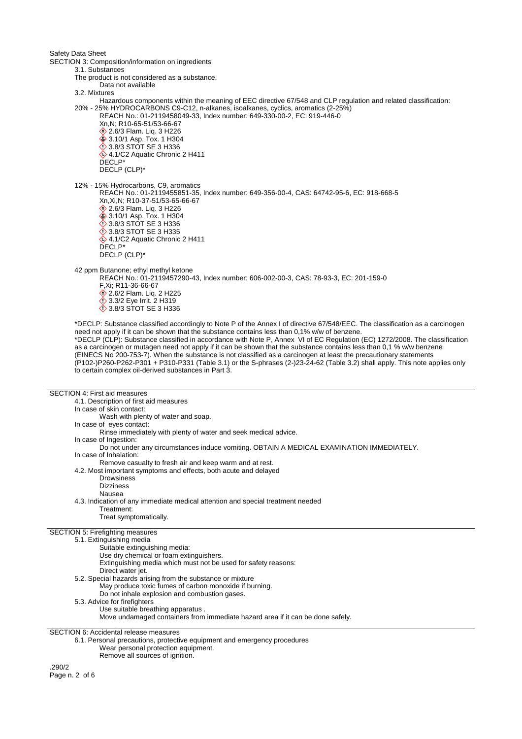Safety Data Sheet

## SECTION 3: Composition/information on ingredients

3.1. Substances

The product is not considered as a substance.

Data not available

3.2. Mixtures

Hazardous components within the meaning of EEC directive 67/548 and CLP regulation and related classification:

20% - 25% HYDROCARBONS C9-C12, n-alkanes, isoalkanes, cyclics, aromatics (2-25%)

REACH No.: 01-2119458049-33, Index number: 649-330-00-2, EC: 919-446-0

Xn,N; R10-65-51/53-66-67

2.6/3 Flam. Liq. 3 H226

3.10/1 Asp. Tox. 1 H304

3.8/3 STOT SE 3 H336

4.1/C2 Aquatic Chronic 2 H411

DECLP*

DECLP (CLP)*

12% - 15% Hydrocarbons, C9, aromatics

REACH No.: 01-2119455851-35, Index number: 649-356-00-4, CAS: 64742-95-6, EC: 918-668-5

Xn,Xi,N; R10-37-51/53-65-66-67

2.6/3 Flam. Liq. 3 H226

3.10/1 Asp. Tox. 1 H304

3.8/3 STOT SE 3 H336

3.8/3 STOT SE 3 H335

4.1/C2 Aquatic Chronic 2 H411

DECLP*

DECLP (CLP)*

42 ppm Butanone; ethyl methyl ketone

REACH No.: 01-2119457290-43, Index number: 606-002-00-3, CAS: 78-93-3, EC: 201-159-0

F,Xi; R11-36-66-67

2.6/2 Flam. Liq. 2 H225

3.3/2 Eye Irrit. 2 H319

3.8/3 STOT SE 3 H336

*DECLP: Substance classified accordingly to Note P of the Annex I of directive 67/548/EEC. The classification as a carcinogen need not apply if it can be shown that the substance contains less than 0,1% w/w of benzene.

*DECLP (CLP): Substance classified in accordance with Note P, Annex VI of EC Regulation (EC) 1272/2008. The classification as a carcinogen or mutagen need not apply if it can be shown that the substance contains less than 0,1 % w/w benzene (EINECS No 200-753-7). When the substance is not classified as a carcinogen at least the precautionary statements (P102-)P260-P262-P301 + P310-P331 (Table 3.1) or the S-phrases (2-)23-24-62 (Table 3.2) shall apply. This note applies only to certain complex oil-derived substances in Part 3.

## SECTION 4: First aid measures

4.1. Description of first aid measures

In case of skin contact:

Wash with plenty of water and soap.

In case of eyes contact:

Rinse immediately with plenty of water and seek medical advice.

In case of Ingestion:

Do not under any circumstances induce vomiting. OBTAIN A MEDICAL EXAMINATION IMMEDIATELY.

In case of Inhalation:

Remove casualty to fresh air and keep warm and at rest.

4.2. Most important symptoms and effects, both acute and delayed

Drowsiness

Dizziness

Nausea

4.3. Indication of any immediate medical attention and special treatment needed

Treatment:

Treat symptomatically.

## SECTION 5: Firefighting measures

5.1. Extinguishing media

Suitable extinguishing media:

Use dry chemical or foam extinguishers.

Extinguishing media which must not be used for safety reasons:

Direct water jet.

5.2. Special hazards arising from the substance or mixture

May produce toxic fumes of carbon monoxide if burning.

Do not inhale explosion and combustion gases.

5.3. Advice for firefighters

Use suitable breathing apparatus .

Move undamaged containers from immediate hazard area if it can be done safely.

## SECTION 6: Accidental release measures

6.1. Personal precautions, protective equipment and emergency procedures

Wear personal protection equipment.

Remove all sources of ignition.

.290/2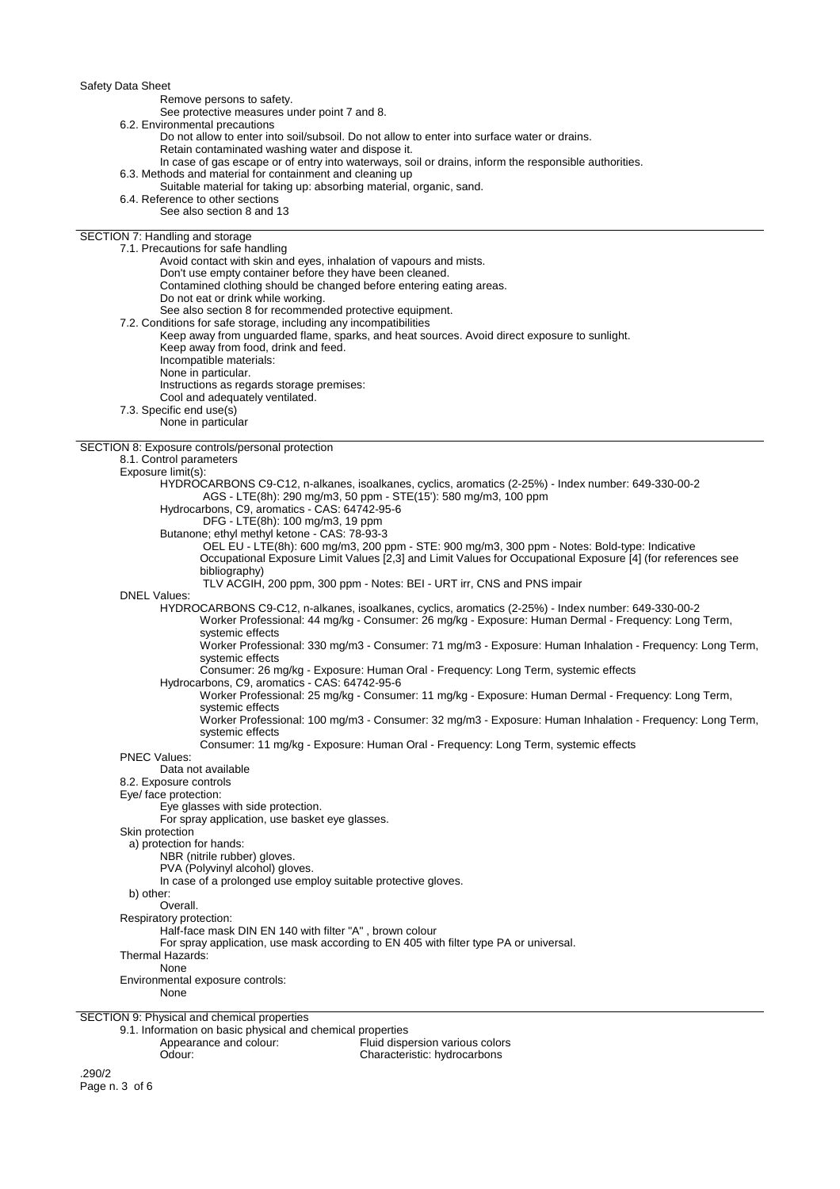Remove persons to safety.
See protective measures under point 7 and 8.

6.2. Environmental precautions

Do not allow to enter into soil/subsoil. Do not allow to enter into surface water or drains.
Retain contaminated washing water and dispose it.
In case of gas escape or of entry into waterways, soil or drains, inform the responsible authorities.

6.3. Methods and material for containment and cleaning up

Suitable material for taking up: absorbing material, organic, sand.

6.4. Reference to other sections

See also section 8 and 13

## SECTION 7: Handling and storage

7.1. Precautions for safe handling

Avoid contact with skin and eyes, inhalation of vapours and mists.
Don't use empty container before they have been cleaned.
Contamined clothing should be changed before entering eating areas.
Do not eat or drink while working.
See also section 8 for recommended protective equipment.

7.2. Conditions for safe storage, including any incompatibilities

Keep away from unguarded flame, sparks, and heat sources. Avoid direct exposure to sunlight.
Keep away from food, drink and feed.
Incompatible materials:
None in particular.
Instructions as regards storage premises:
Cool and adequately ventilated.

7.3. Specific end use(s)

None in particular

## SECTION 8: Exposure controls/personal protection

8.1. Control parameters

Exposure limit(s):

HYDROCARBONS C9-C12, n-alkanes, isoalkanes, cyclics, aromatics (2-25%) - Index number: 649-330-00-2
AGS - LTE(8h): 290 mg/m3, 50 ppm - STE(15'): 580 mg/m3, 100 ppm

Hydrocarbons, C9, aromatics - CAS: 64742-95-6
DFG - LTE(8h): 100 mg/m3, 19 ppm

Butanone; ethyl methyl ketone - CAS: 78-93-3
OEL EU - LTE(8h): 600 mg/m3, 200 ppm - STE: 900 mg/m3, 300 ppm - Notes: Bold-type: Indicative Occupational Exposure Limit Values [2,3] and Limit Values for Occupational Exposure [4] (for references see bibliography)
TLV ACGIH, 200 ppm, 300 ppm - Notes: BEI - URT irr, CNS and PNS impair

DNEL Values:

HYDROCARBONS C9-C12, n-alkanes, isoalkanes, cyclics, aromatics (2-25%) - Index number: 649-330-00-2
Worker Professional: 44 mg/kg - Consumer: 26 mg/kg - Exposure: Human Dermal - Frequency: Long Term, systemic effects
Worker Professional: 330 mg/m3 - Consumer: 71 mg/m3 - Exposure: Human Inhalation - Frequency: Long Term, systemic effects
Consumer: 26 mg/kg - Exposure: Human Oral - Frequency: Long Term, systemic effects

Hydrocarbons, C9, aromatics - CAS: 64742-95-6
Worker Professional: 25 mg/kg - Consumer: 11 mg/kg - Exposure: Human Dermal - Frequency: Long Term, systemic effects
Worker Professional: 100 mg/m3 - Consumer: 32 mg/m3 - Exposure: Human Inhalation - Frequency: Long Term, systemic effects
Consumer: 11 mg/kg - Exposure: Human Oral - Frequency: Long Term, systemic effects

PNEC Values:

Data not available

8.2. Exposure controls

Eye/ face protection:

Eye glasses with side protection.
For spray application, use basket eye glasses.

Skin protection

a) protection for hands:

NBR (nitrile rubber) gloves.
PVA (Polyvinyl alcohol) gloves.
In case of a prolonged use employ suitable protective gloves.

b) other:

Overall.

Respiratory protection:

Half-face mask DIN EN 140 with filter "A" , brown colour
For spray application, use mask according to EN 405 with filter type PA or universal.

Thermal Hazards:

None

Environmental exposure controls:

None

## SECTION 9: Physical and chemical properties

9.1. Information on basic physical and chemical properties

| | |
|---|---|
| Appearance and colour: | Fluid dispersion various colors |
| Odour: | Characteristic: hydrocarbons |

.290/2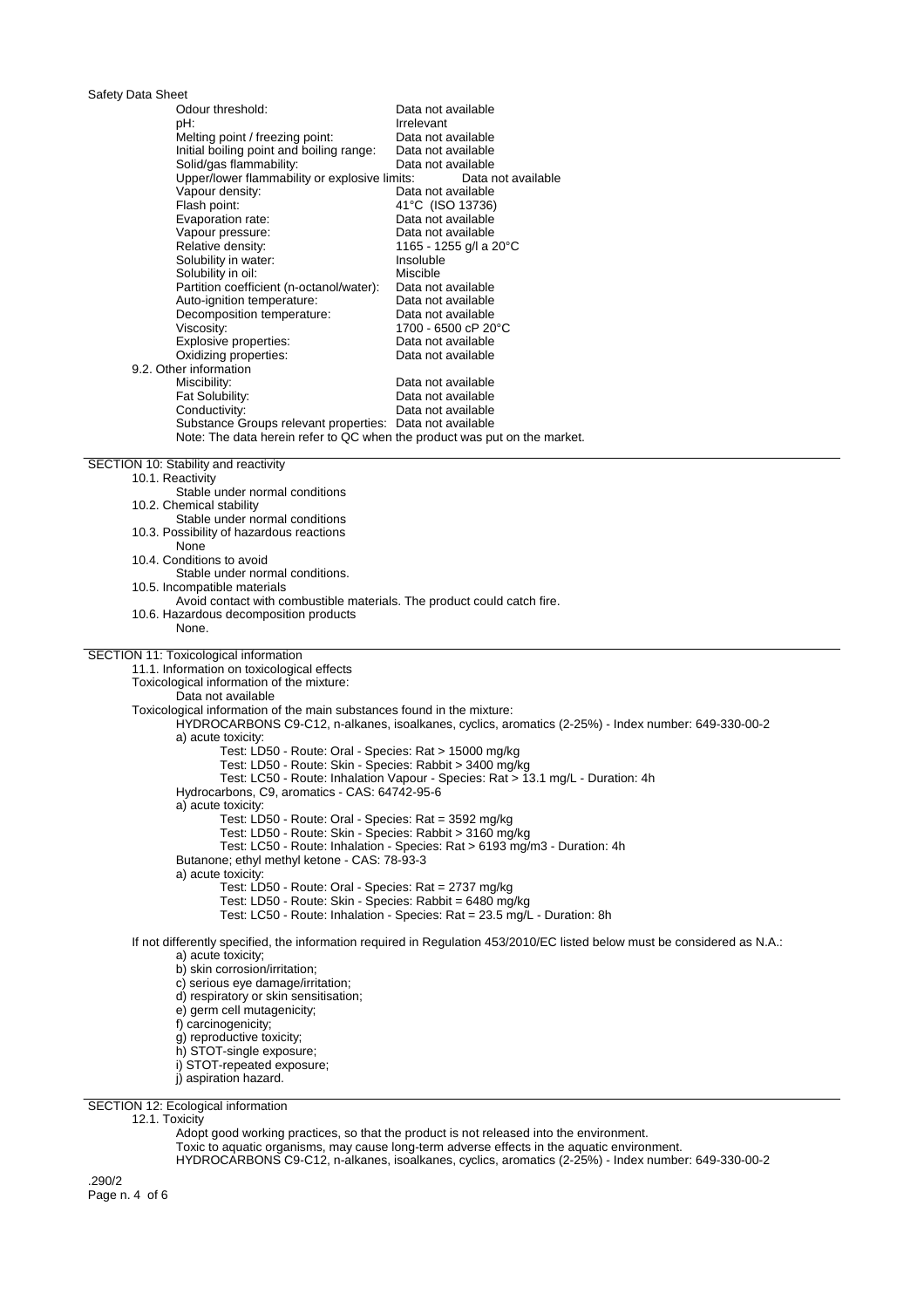| | |
|---|---|
| Odour threshold: | Data not available |
| pH: | Irrelevant |
| Melting point / freezing point: | Data not available |
| Initial boiling point and boiling range: | Data not available |
| Solid/gas flammability: | Data not available |
| Upper/lower flammability or explosive limits: | Data not available |
| Vapour density: | Data not available |
| Flash point: | 41°C (ISO 13736) |
| Evaporation rate: | Data not available |
| Vapour pressure: | Data not available |
| Relative density: | 1165 - 1255 g/l a 20°C |
| Solubility in water: | Insoluble |
| Solubility in oil: | Miscible |
| Partition coefficient (n-octanol/water): | Data not available |
| Auto-ignition temperature: | Data not available |
| Decomposition temperature: | Data not available |
| Viscosity: | 1700 - 6500 cP 20°C |
| Explosive properties: | Data not available |
| Oxidizing properties: | Data not available |

9.2. Other information

| | |
|---|---|
| Miscibility: | Data not available |
| Fat Solubility: | Data not available |
| Conductivity: | Data not available |
| Substance Groups relevant properties: | Data not available |

Note: The data herein refer to QC when the product was put on the market.

## SECTION 10: Stability and reactivity

10.1. Reactivity

Stable under normal conditions

10.2. Chemical stability

Stable under normal conditions

10.3. Possibility of hazardous reactions

None

10.4. Conditions to avoid

Stable under normal conditions.

10.5. Incompatible materials

Avoid contact with combustible materials. The product could catch fire.

10.6. Hazardous decomposition products

None.

## SECTION 11: Toxicological information

11.1. Information on toxicological effects

Toxicological information of the mixture:

Data not available

Toxicological information of the main substances found in the mixture:

HYDROCARBONS C9-C12, n-alkanes, isoalkanes, cyclics, aromatics (2-25%) - Index number: 649-330-00-2

a) acute toxicity:

Test: LD50 - Route: Oral - Species: Rat > 15000 mg/kg

Test: LD50 - Route: Skin - Species: Rabbit > 3400 mg/kg

Test: LC50 - Route: Inhalation Vapour - Species: Rat > 13.1 mg/L - Duration: 4h

Hydrocarbons, C9, aromatics - CAS: 64742-95-6

a) acute toxicity:

Test: LD50 - Route: Oral - Species: Rat = 3592 mg/kg

Test: LD50 - Route: Skin - Species: Rabbit > 3160 mg/kg

Test: LC50 - Route: Inhalation - Species: Rat > 6193 mg/m3 - Duration: 4h

Butanone; ethyl methyl ketone - CAS: 78-93-3

a) acute toxicity:

Test: LD50 - Route: Oral - Species: Rat = 2737 mg/kg

Test: LD50 - Route: Skin - Species: Rabbit = 6480 mg/kg

Test: LC50 - Route: Inhalation - Species: Rat = 23.5 mg/L - Duration: 8h

If not differently specified, the information required in Regulation 453/2010/EC listed below must be considered as N.A.:

a) acute toxicity;
b) skin corrosion/irritation;
c) serious eye damage/irritation;
d) respiratory or skin sensitisation;
e) germ cell mutagenicity;
f) carcinogenicity;
g) reproductive toxicity;
h) STOT-single exposure;
i) STOT-repeated exposure;
j) aspiration hazard.

## SECTION 12: Ecological information

12.1. Toxicity

Adopt good working practices, so that the product is not released into the environment.

Toxic to aquatic organisms, may cause long-term adverse effects in the aquatic environment.

HYDROCARBONS C9-C12, n-alkanes, isoalkanes, cyclics, aromatics (2-25%) - Index number: 649-330-00-2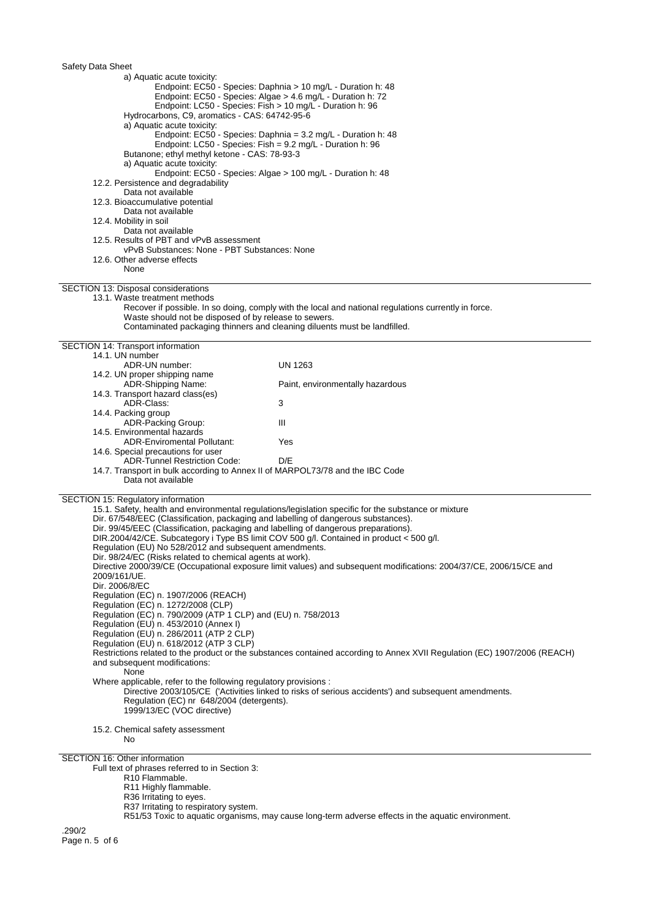a) Aquatic acute toxicity:

Endpoint: EC50 - Species: Daphnia > 10 mg/L - Duration h: 48
Endpoint: EC50 - Species: Algae > 4.6 mg/L - Duration h: 72
Endpoint: LC50 - Species: Fish > 10 mg/L - Duration h: 96

Hydrocarbons, C9, aromatics - CAS: 64742-95-6

a) Aquatic acute toxicity:

Endpoint: EC50 - Species: Daphnia = 3.2 mg/L - Duration h: 48
Endpoint: LC50 - Species: Fish = 9.2 mg/L - Duration h: 96

Butanone; ethyl methyl ketone - CAS: 78-93-3

a) Aquatic acute toxicity:

Endpoint: EC50 - Species: Algae > 100 mg/L - Duration h: 48

12.2. Persistence and degradability
Data not available

12.3. Bioaccumulative potential
Data not available

12.4. Mobility in soil
Data not available

12.5. Results of PBT and vPvB assessment
vPvB Substances: None - PBT Substances: None

12.6. Other adverse effects
None

## SECTION 13: Disposal considerations

13.1. Waste treatment methods

Recover if possible. In so doing, comply with the local and national regulations currently in force.
Waste should not be disposed of by release to sewers.
Contaminated packaging thinners and cleaning diluents must be landfilled.

## SECTION 14: Transport information

| | |
|---|---|
| 14.1. UN number | |
| ADR-UN number: | UN 1263 |
| 14.2. UN proper shipping name | |
| ADR-Shipping Name: | Paint, environmentally hazardous |
| 14.3. Transport hazard class(es) | |
| ADR-Class: | 3 |
| 14.4. Packing group | |
| ADR-Packing Group: | III |
| 14.5. Environmental hazards | |
| ADR-Enviromental Pollutant: | Yes |
| 14.6. Special precautions for user | |
| ADR-Tunnel Restriction Code: | D/E |

14.7. Transport in bulk according to Annex II of MARPOL73/78 and the IBC Code
Data not available

## SECTION 15: Regulatory information

15.1. Safety, health and environmental regulations/legislation specific for the substance or mixture

Dir. 67/548/EEC (Classification, packaging and labelling of dangerous substances).
Dir. 99/45/EEC (Classification, packaging and labelling of dangerous preparations).
DIR.2004/42/CE. Subcategory i Type BS limit COV 500 g/l. Contained in product < 500 g/l.
Regulation (EU) No 528/2012 and subsequent amendments.
Dir. 98/24/EC (Risks related to chemical agents at work).
Directive 2000/39/CE (Occupational exposure limit values) and subsequent modifications: 2004/37/CE, 2006/15/CE and 2009/161/UE.
Dir. 2006/8/EC
Regulation (EC) n. 1907/2006 (REACH)
Regulation (EC) n. 1272/2008 (CLP)
Regulation (EC) n. 790/2009 (ATP 1 CLP) and (EU) n. 758/2013
Regulation (EU) n. 453/2010 (Annex I)
Regulation (EU) n. 286/2011 (ATP 2 CLP)
Regulation (EU) n. 618/2012 (ATP 3 CLP)
Restrictions related to the product or the substances contained according to Annex XVII Regulation (EC) 1907/2006 (REACH) and subsequent modifications:
None

Where applicable, refer to the following regulatory provisions :

Directive 2003/105/CE ('Activities linked to risks of serious accidents') and subsequent amendments.
Regulation (EC) nr 648/2004 (detergents).
1999/13/EC (VOC directive)

15.2. Chemical safety assessment
No

## SECTION 16: Other information

Full text of phrases referred to in Section 3:

R10 Flammable.
R11 Highly flammable.
R36 Irritating to eyes.
R37 Irritating to respiratory system.
R51/53 Toxic to aquatic organisms, may cause long-term adverse effects in the aquatic environment.

.290/2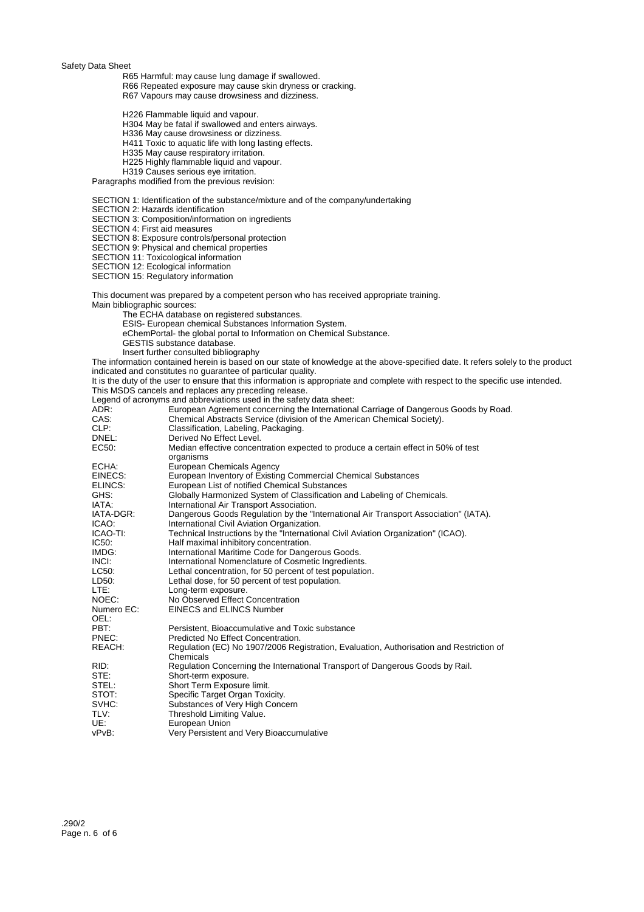R65 Harmful: may cause lung damage if swallowed.
R66 Repeated exposure may cause skin dryness or cracking.
R67 Vapours may cause drowsiness and dizziness.

H226 Flammable liquid and vapour.
H304 May be fatal if swallowed and enters airways.
H336 May cause drowsiness or dizziness.
H411 Toxic to aquatic life with long lasting effects.
H335 May cause respiratory irritation.
H225 Highly flammable liquid and vapour.
H319 Causes serious eye irritation.

Paragraphs modified from the previous revision:

SECTION 1: Identification of the substance/mixture and of the company/undertaking
SECTION 2: Hazards identification
SECTION 3: Composition/information on ingredients
SECTION 4: First aid measures
SECTION 8: Exposure controls/personal protection
SECTION 9: Physical and chemical properties
SECTION 11: Toxicological information
SECTION 12: Ecological information
SECTION 15: Regulatory information

This document was prepared by a competent person who has received appropriate training.

Main bibliographic sources:

The ECHA database on registered substances.
ESIS- European chemical Substances Information System.
eChemPortal- the global portal to Information on Chemical Substance.
GESTIS substance database.
Insert further consulted bibliography

The information contained herein is based on our state of knowledge at the above-specified date. It refers solely to the product indicated and constitutes no guarantee of particular quality.

It is the duty of the user to ensure that this information is appropriate and complete with respect to the specific use intended.

This MSDS cancels and replaces any preceding release.

Legend of acronyms and abbreviations used in the safety data sheet:

| | |
|---|---|
| ADR: | European Agreement concerning the International Carriage of Dangerous Goods by Road. |
| CAS: | Chemical Abstracts Service (division of the American Chemical Society). |
| CLP: | Classification, Labeling, Packaging. |
| DNEL: | Derived No Effect Level. |
| EC50: | Median effective concentration expected to produce a certain effect in 50% of test organisms |
| ECHA: | European Chemicals Agency |
| EINECS: | European Inventory of Existing Commercial Chemical Substances |
| ELINCS: | European List of notified Chemical Substances |
| GHS: | Globally Harmonized System of Classification and Labeling of Chemicals. |
| IATA: | International Air Transport Association. |
| IATA-DGR: | Dangerous Goods Regulation by the "International Air Transport Association" (IATA). |
| ICAO: | International Civil Aviation Organization. |
| ICAO-TI: | Technical Instructions by the "International Civil Aviation Organization" (ICAO). |
| IC50: | Half maximal inhibitory concentration. |
| IMDG: | International Maritime Code for Dangerous Goods. |
| INCI: | International Nomenclature of Cosmetic Ingredients. |
| LC50: | Lethal concentration, for 50 percent of test population. |
| LD50: | Lethal dose, for 50 percent of test population. |
| LTE: | Long-term exposure. |
| NOEC: | No Observed Effect Concentration |
| Numero EC: | EINECS and ELINCS Number |
| OEL: | |
| PBT: | Persistent, Bioaccumulative and Toxic substance |
| PNEC: | Predicted No Effect Concentration. |
| REACH: | Regulation (EC) No 1907/2006 Registration, Evaluation, Authorisation and Restriction of Chemicals |
| RID: | Regulation Concerning the International Transport of Dangerous Goods by Rail. |
| STE: | Short-term exposure. |
| STEL: | Short Term Exposure limit. |
| STOT: | Specific Target Organ Toxicity. |
| SVHC: | Substances of Very High Concern |
| TLV: | Threshold Limiting Value. |
| UE: | European Union |
| vPvB: | Very Persistent and Very Bioaccumulative |